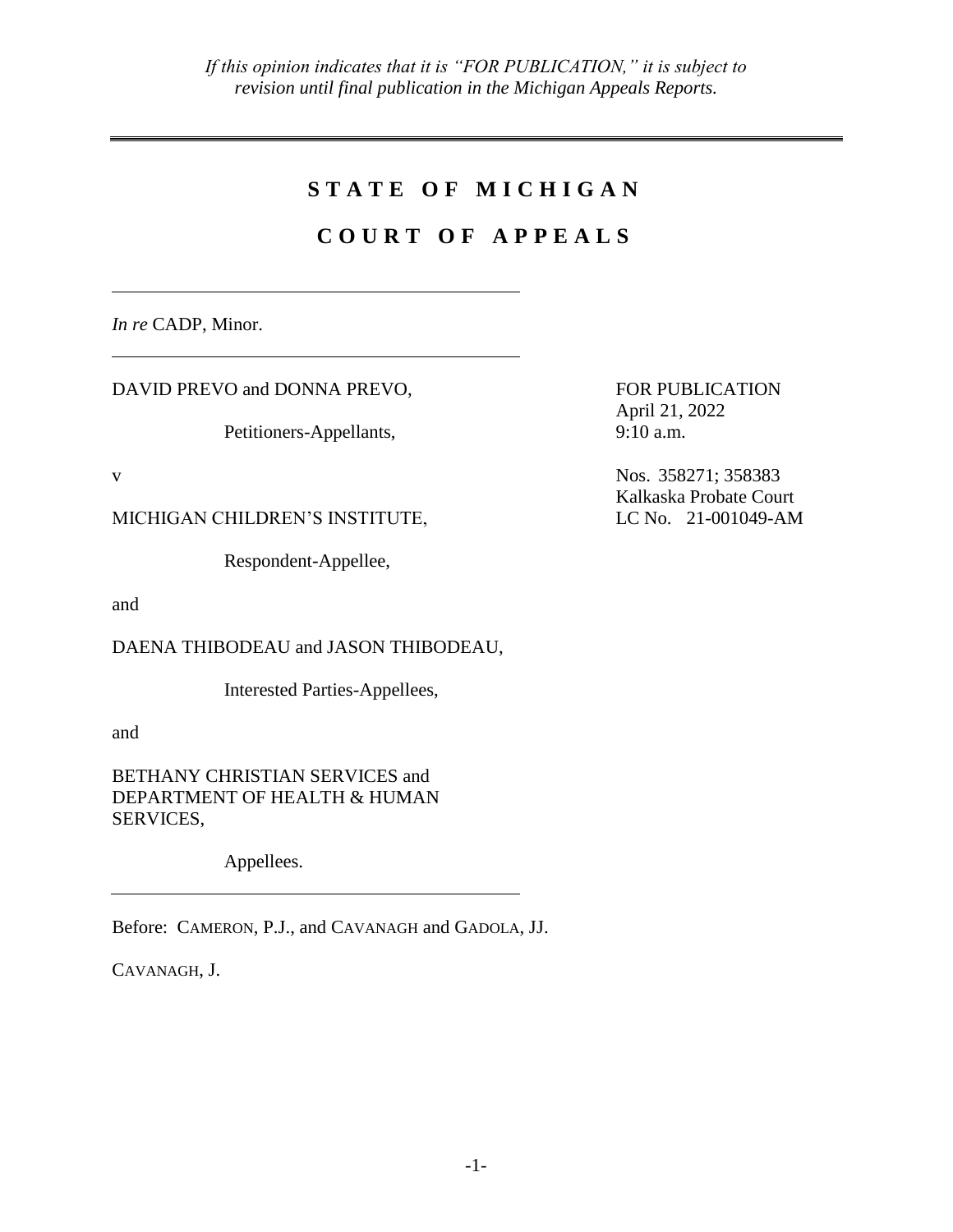*If this opinion indicates that it is "FOR PUBLICATION," it is subject to revision until final publication in the Michigan Appeals Reports.*

---

# S T A T E  O F  M I C H I G A N

# C O U R T  O F  A P P E A L S

---

*In re* CADP, Minor.

---

DAVID PREVO and DONNA PREVO,

Petitioners-Appellants,

v

MICHIGAN CHILDREN'S INSTITUTE,

Respondent-Appellee,

and

DAENA THIBODEAU and JASON THIBODEAU,

Interested Parties-Appellees,

and

BETHANY CHRISTIAN SERVICES and DEPARTMENT OF HEALTH & HUMAN SERVICES,

Appellees.

FOR PUBLICATION
April 21, 2022
9:10 a.m.

Nos. 358271; 358383
Kalkaska Probate Court
LC No. 21-001049-AM

---

Before: CAMERON, P.J., and CAVANAGH and GADOLA, JJ.

CAVANAGH, J.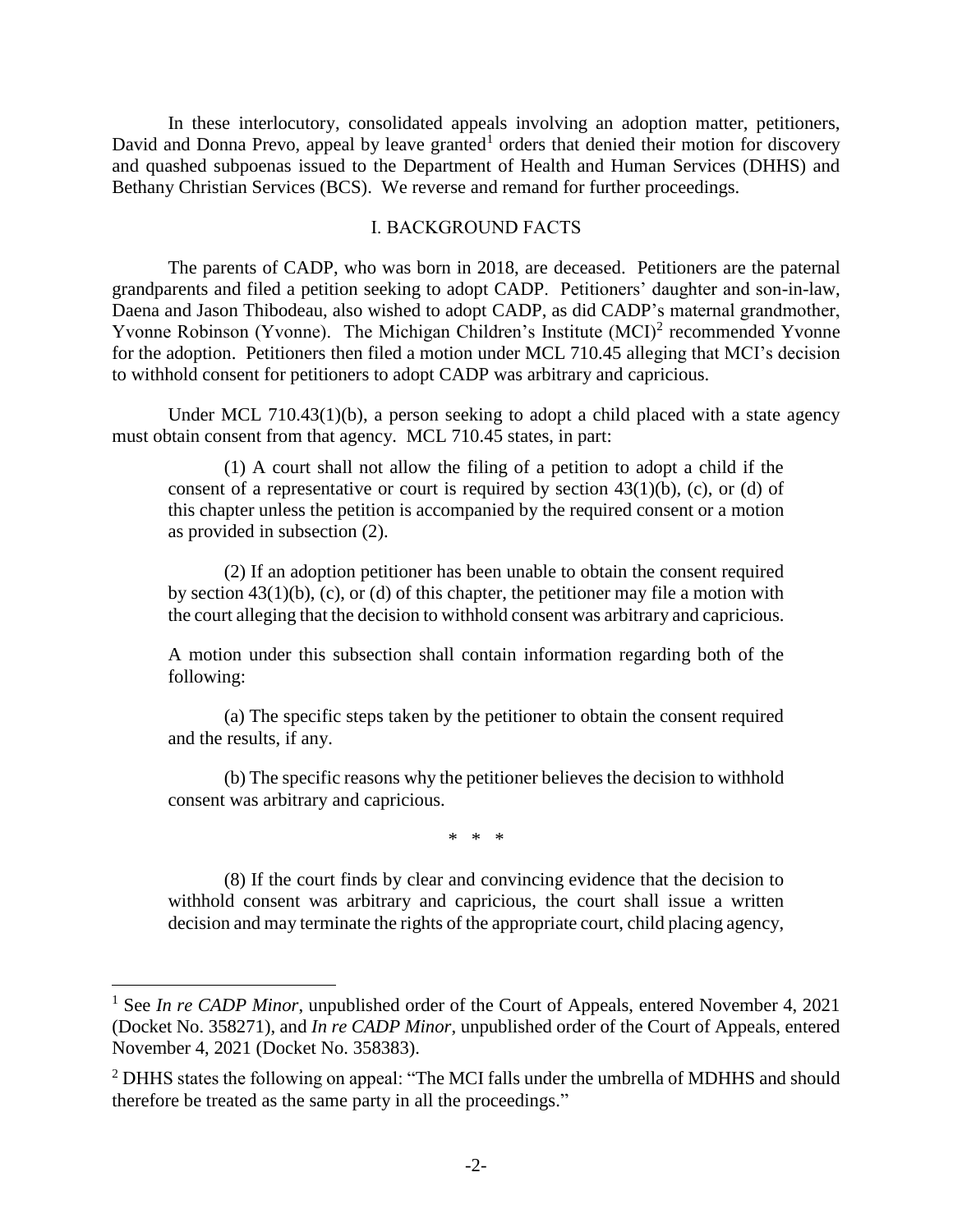In these interlocutory, consolidated appeals involving an adoption matter, petitioners, David and Donna Prevo, appeal by leave granted[1] orders that denied their motion for discovery and quashed subpoenas issued to the Department of Health and Human Services (DHHS) and Bethany Christian Services (BCS). We reverse and remand for further proceedings.

## I. BACKGROUND FACTS

The parents of CADP, who was born in 2018, are deceased. Petitioners are the paternal grandparents and filed a petition seeking to adopt CADP. Petitioners' daughter and son-in-law, Daena and Jason Thibodeau, also wished to adopt CADP, as did CADP's maternal grandmother, Yvonne Robinson (Yvonne). The Michigan Children's Institute (MCI)[2] recommended Yvonne for the adoption. Petitioners then filed a motion under MCL 710.45 alleging that MCI's decision to withhold consent for petitioners to adopt CADP was arbitrary and capricious.

Under MCL 710.43(1)(b), a person seeking to adopt a child placed with a state agency must obtain consent from that agency. MCL 710.45 states, in part:

> (1) A court shall not allow the filing of a petition to adopt a child if the consent of a representative or court is required by section 43(1)(b), (c), or (d) of this chapter unless the petition is accompanied by the required consent or a motion as provided in subsection (2).
>
> (2) If an adoption petitioner has been unable to obtain the consent required by section 43(1)(b), (c), or (d) of this chapter, the petitioner may file a motion with the court alleging that the decision to withhold consent was arbitrary and capricious.
>
> A motion under this subsection shall contain information regarding both of the following:
>
> (a) The specific steps taken by the petitioner to obtain the consent required and the results, if any.
>
> (b) The specific reasons why the petitioner believes the decision to withhold consent was arbitrary and capricious.
>
> \* \* \*
>
> (8) If the court finds by clear and convincing evidence that the decision to withhold consent was arbitrary and capricious, the court shall issue a written decision and may terminate the rights of the appropriate court, child placing agency,

---

[1] See *In re CADP Minor*, unpublished order of the Court of Appeals, entered November 4, 2021 (Docket No. 358271), and *In re CADP Minor*, unpublished order of the Court of Appeals, entered November 4, 2021 (Docket No. 358383).

[2] DHHS states the following on appeal: "The MCI falls under the umbrella of MDHHS and should therefore be treated as the same party in all the proceedings."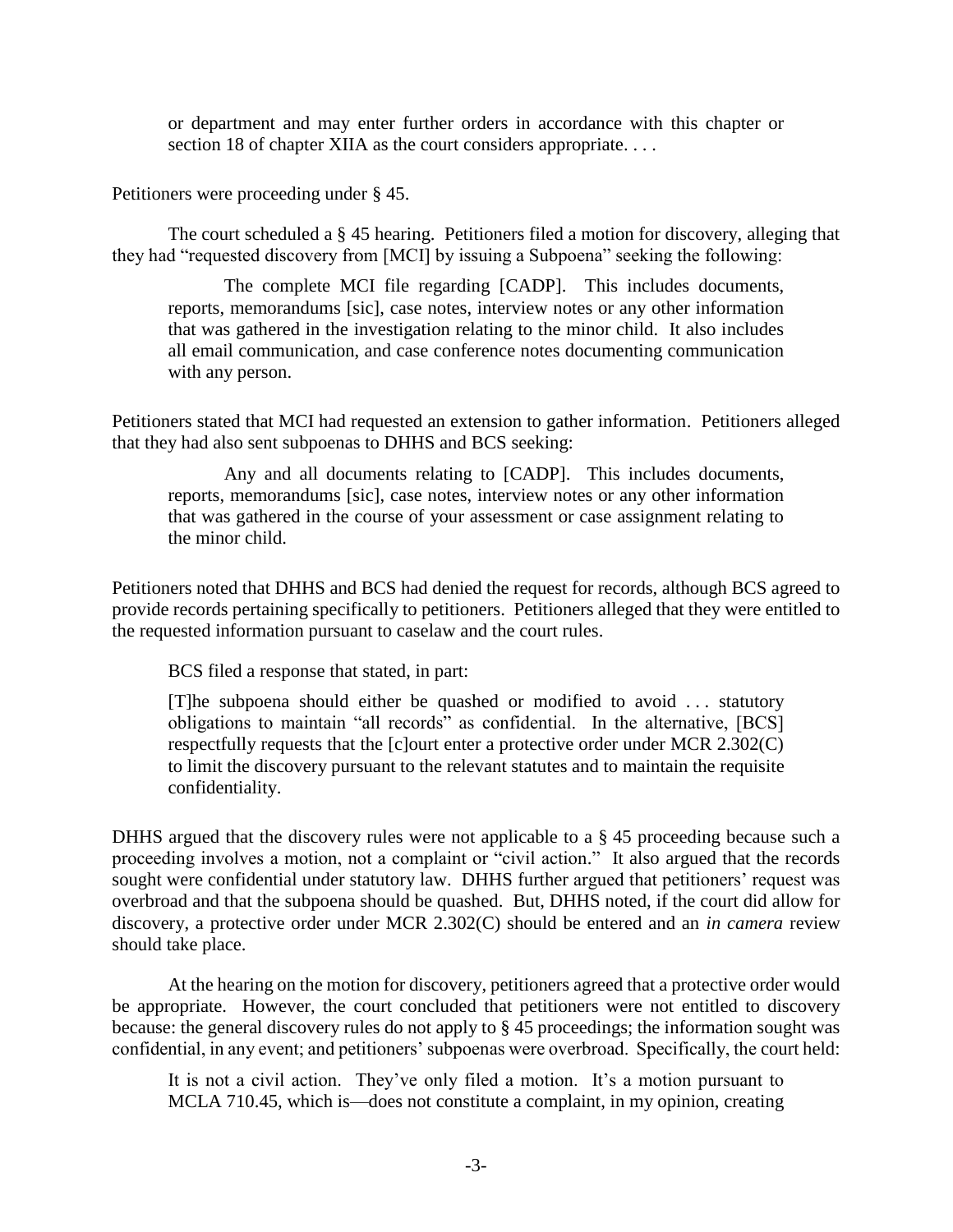or department and may enter further orders in accordance with this chapter or section 18 of chapter XIIA as the court considers appropriate. . . .

Petitioners were proceeding under § 45.

The court scheduled a § 45 hearing. Petitioners filed a motion for discovery, alleging that they had "requested discovery from [MCI] by issuing a Subpoena" seeking the following:

> The complete MCI file regarding [CADP]. This includes documents, reports, memorandums [sic], case notes, interview notes or any other information that was gathered in the investigation relating to the minor child. It also includes all email communication, and case conference notes documenting communication with any person.

Petitioners stated that MCI had requested an extension to gather information. Petitioners alleged that they had also sent subpoenas to DHHS and BCS seeking:

> Any and all documents relating to [CADP]. This includes documents, reports, memorandums [sic], case notes, interview notes or any other information that was gathered in the course of your assessment or case assignment relating to the minor child.

Petitioners noted that DHHS and BCS had denied the request for records, although BCS agreed to provide records pertaining specifically to petitioners. Petitioners alleged that they were entitled to the requested information pursuant to caselaw and the court rules.

BCS filed a response that stated, in part:

> [T]he subpoena should either be quashed or modified to avoid . . . statutory obligations to maintain "all records" as confidential. In the alternative, [BCS] respectfully requests that the [c]ourt enter a protective order under MCR 2.302(C) to limit the discovery pursuant to the relevant statutes and to maintain the requisite confidentiality.

DHHS argued that the discovery rules were not applicable to a § 45 proceeding because such a proceeding involves a motion, not a complaint or "civil action." It also argued that the records sought were confidential under statutory law. DHHS further argued that petitioners' request was overbroad and that the subpoena should be quashed. But, DHHS noted, if the court did allow for discovery, a protective order under MCR 2.302(C) should be entered and an *in camera* review should take place.

At the hearing on the motion for discovery, petitioners agreed that a protective order would be appropriate. However, the court concluded that petitioners were not entitled to discovery because: the general discovery rules do not apply to § 45 proceedings; the information sought was confidential, in any event; and petitioners' subpoenas were overbroad. Specifically, the court held:

> It is not a civil action. They've only filed a motion. It's a motion pursuant to MCLA 710.45, which is—does not constitute a complaint, in my opinion, creating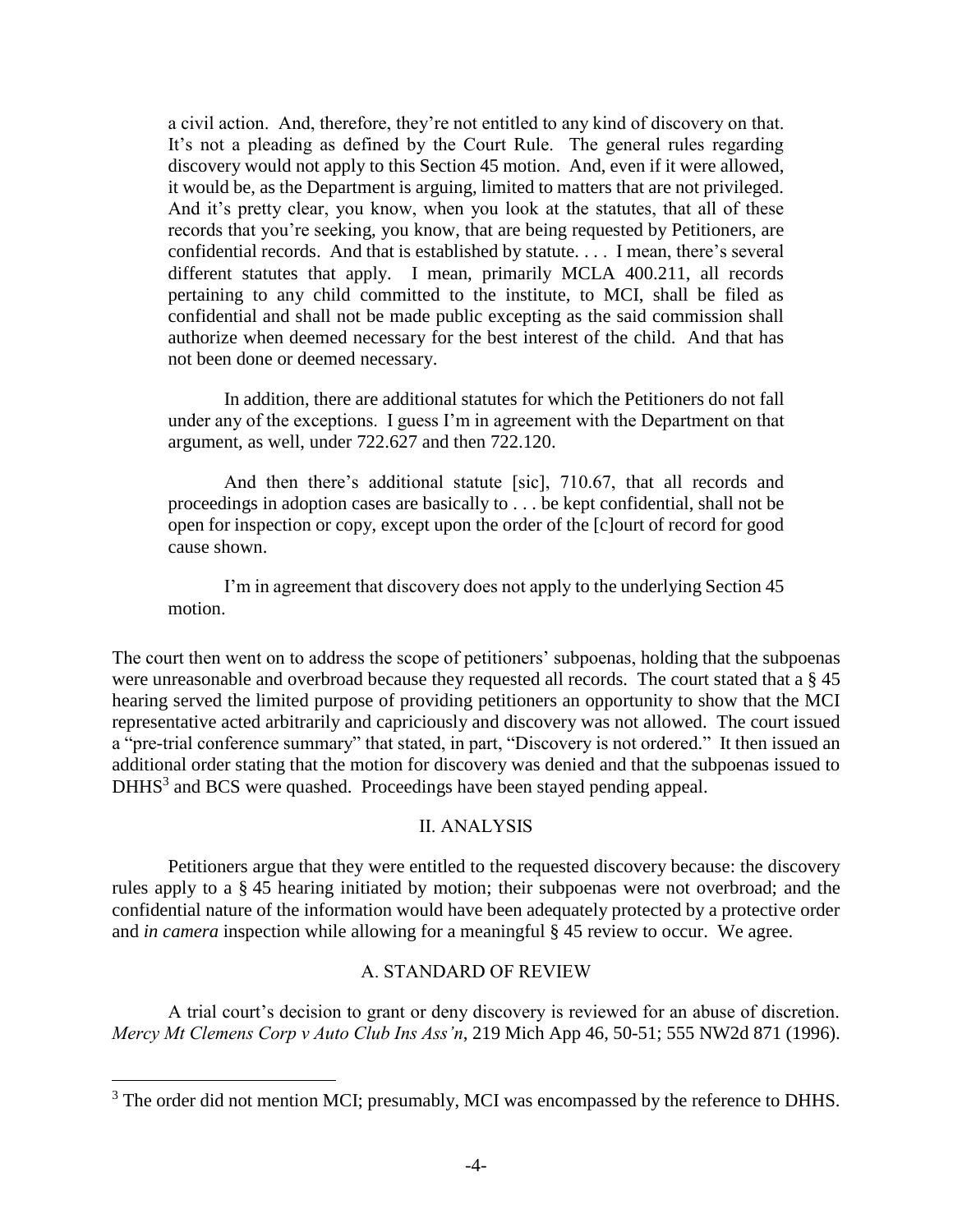> a civil action. And, therefore, they're not entitled to any kind of discovery on that. It's not a pleading as defined by the Court Rule. The general rules regarding discovery would not apply to this Section 45 motion. And, even if it were allowed, it would be, as the Department is arguing, limited to matters that are not privileged. And it's pretty clear, you know, when you look at the statutes, that all of these records that you're seeking, you know, that are being requested by Petitioners, are confidential records. And that is established by statute. . . . I mean, there's several different statutes that apply. I mean, primarily MCLA 400.211, all records pertaining to any child committed to the institute, to MCI, shall be filed as confidential and shall not be made public excepting as the said commission shall authorize when deemed necessary for the best interest of the child. And that has not been done or deemed necessary.
>
> In addition, there are additional statutes for which the Petitioners do not fall under any of the exceptions. I guess I'm in agreement with the Department on that argument, as well, under 722.627 and then 722.120.
>
> And then there's additional statute [sic], 710.67, that all records and proceedings in adoption cases are basically to . . . be kept confidential, shall not be open for inspection or copy, except upon the order of the [c]ourt of record for good cause shown.
>
> I'm in agreement that discovery does not apply to the underlying Section 45 motion.

The court then went on to address the scope of petitioners' subpoenas, holding that the subpoenas were unreasonable and overbroad because they requested all records. The court stated that a § 45 hearing served the limited purpose of providing petitioners an opportunity to show that the MCI representative acted arbitrarily and capriciously and discovery was not allowed. The court issued a "pre-trial conference summary" that stated, in part, "Discovery is not ordered." It then issued an additional order stating that the motion for discovery was denied and that the subpoenas issued to DHHS[3] and BCS were quashed. Proceedings have been stayed pending appeal.

## II. ANALYSIS

Petitioners argue that they were entitled to the requested discovery because: the discovery rules apply to a § 45 hearing initiated by motion; their subpoenas were not overbroad; and the confidential nature of the information would have been adequately protected by a protective order and *in camera* inspection while allowing for a meaningful § 45 review to occur. We agree.

### A. STANDARD OF REVIEW

A trial court's decision to grant or deny discovery is reviewed for an abuse of discretion. *Mercy Mt Clemens Corp v Auto Club Ins Ass'n*, 219 Mich App 46, 50-51; 555 NW2d 871 (1996).

---

[3] The order did not mention MCI; presumably, MCI was encompassed by the reference to DHHS.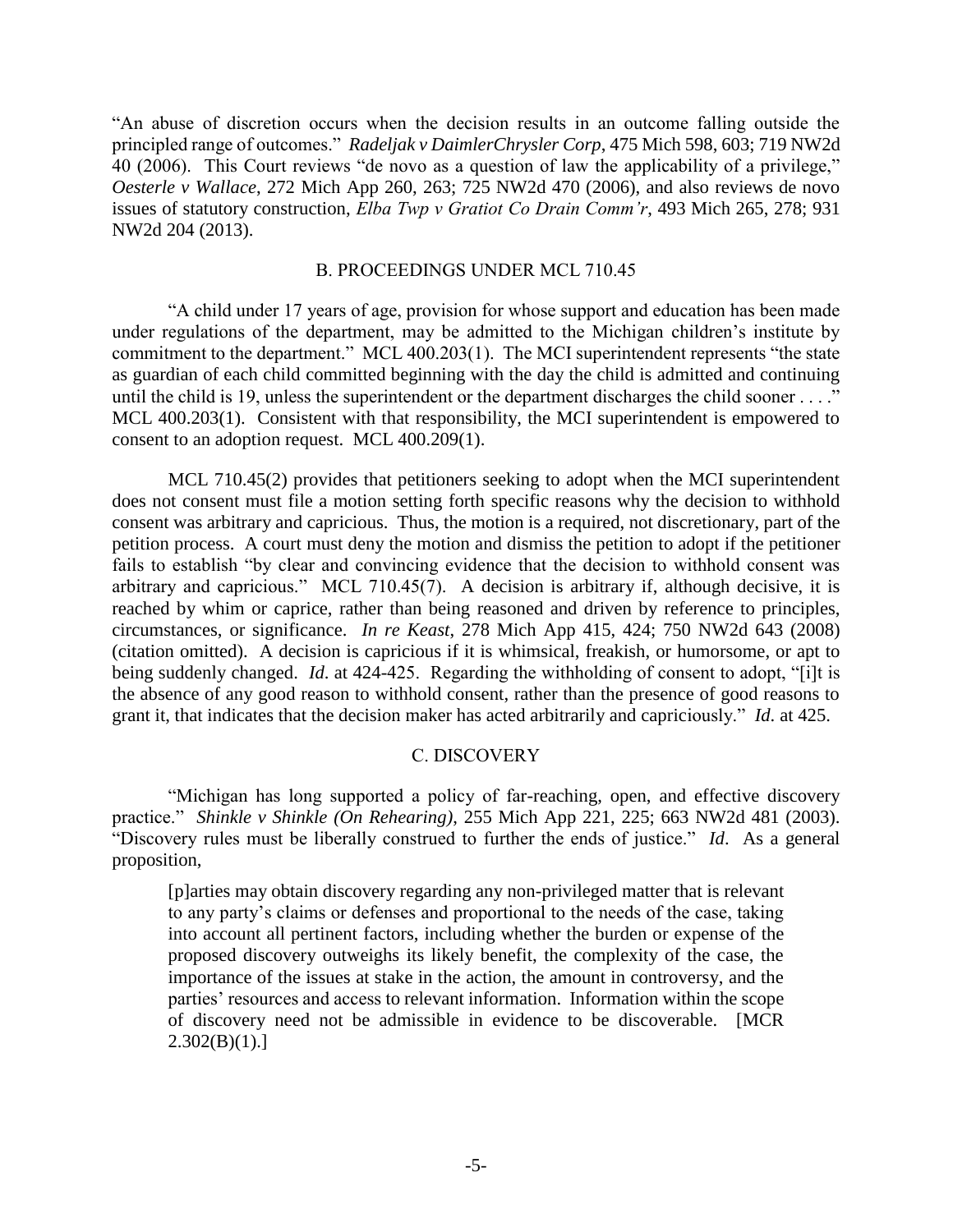"An abuse of discretion occurs when the decision results in an outcome falling outside the principled range of outcomes." *Radeljak v DaimlerChrysler Corp*, 475 Mich 598, 603; 719 NW2d 40 (2006). This Court reviews "de novo as a question of law the applicability of a privilege," *Oesterle v Wallace*, 272 Mich App 260, 263; 725 NW2d 470 (2006), and also reviews de novo issues of statutory construction, *Elba Twp v Gratiot Co Drain Comm'r*, 493 Mich 265, 278; 931 NW2d 204 (2013).

### B. PROCEEDINGS UNDER MCL 710.45

"A child under 17 years of age, provision for whose support and education has been made under regulations of the department, may be admitted to the Michigan children's institute by commitment to the department." MCL 400.203(1). The MCI superintendent represents "the state as guardian of each child committed beginning with the day the child is admitted and continuing until the child is 19, unless the superintendent or the department discharges the child sooner . . . ." MCL 400.203(1). Consistent with that responsibility, the MCI superintendent is empowered to consent to an adoption request. MCL 400.209(1).

MCL 710.45(2) provides that petitioners seeking to adopt when the MCI superintendent does not consent must file a motion setting forth specific reasons why the decision to withhold consent was arbitrary and capricious. Thus, the motion is a required, not discretionary, part of the petition process. A court must deny the motion and dismiss the petition to adopt if the petitioner fails to establish "by clear and convincing evidence that the decision to withhold consent was arbitrary and capricious." MCL 710.45(7). A decision is arbitrary if, although decisive, it is reached by whim or caprice, rather than being reasoned and driven by reference to principles, circumstances, or significance. *In re Keast*, 278 Mich App 415, 424; 750 NW2d 643 (2008) (citation omitted). A decision is capricious if it is whimsical, freakish, or humorsome, or apt to being suddenly changed. *Id*. at 424-425. Regarding the withholding of consent to adopt, "[i]t is the absence of any good reason to withhold consent, rather than the presence of good reasons to grant it, that indicates that the decision maker has acted arbitrarily and capriciously." *Id*. at 425.

### C. DISCOVERY

"Michigan has long supported a policy of far-reaching, open, and effective discovery practice." *Shinkle v Shinkle (On Rehearing)*, 255 Mich App 221, 225; 663 NW2d 481 (2003). "Discovery rules must be liberally construed to further the ends of justice." *Id*. As a general proposition,

> [p]arties may obtain discovery regarding any non-privileged matter that is relevant to any party's claims or defenses and proportional to the needs of the case, taking into account all pertinent factors, including whether the burden or expense of the proposed discovery outweighs its likely benefit, the complexity of the case, the importance of the issues at stake in the action, the amount in controversy, and the parties' resources and access to relevant information. Information within the scope of discovery need not be admissible in evidence to be discoverable. [MCR 2.302(B)(1).]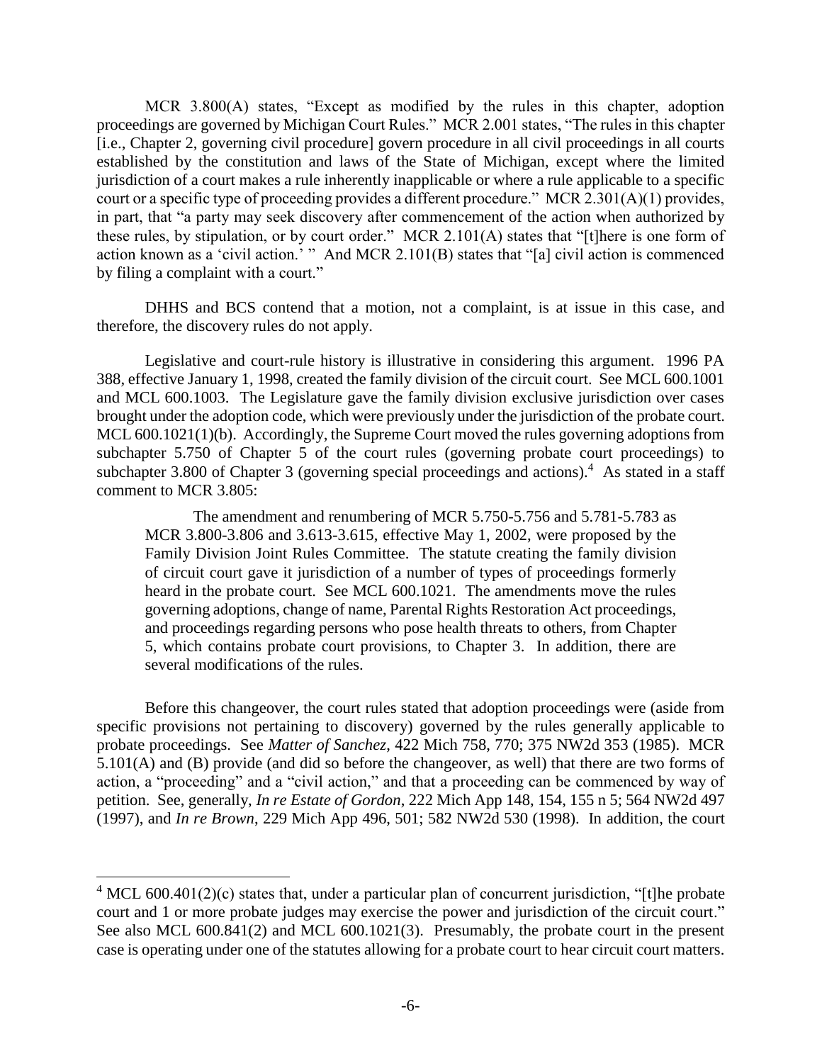MCR 3.800(A) states, "Except as modified by the rules in this chapter, adoption proceedings are governed by Michigan Court Rules." MCR 2.001 states, "The rules in this chapter [i.e., Chapter 2, governing civil procedure] govern procedure in all civil proceedings in all courts established by the constitution and laws of the State of Michigan, except where the limited jurisdiction of a court makes a rule inherently inapplicable or where a rule applicable to a specific court or a specific type of proceeding provides a different procedure." MCR 2.301(A)(1) provides, in part, that "a party may seek discovery after commencement of the action when authorized by these rules, by stipulation, or by court order." MCR 2.101(A) states that "[t]here is one form of action known as a 'civil action.' " And MCR 2.101(B) states that "[a] civil action is commenced by filing a complaint with a court."

DHHS and BCS contend that a motion, not a complaint, is at issue in this case, and therefore, the discovery rules do not apply.

Legislative and court-rule history is illustrative in considering this argument. 1996 PA 388, effective January 1, 1998, created the family division of the circuit court. See MCL 600.1001 and MCL 600.1003. The Legislature gave the family division exclusive jurisdiction over cases brought under the adoption code, which were previously under the jurisdiction of the probate court. MCL 600.1021(1)(b). Accordingly, the Supreme Court moved the rules governing adoptions from subchapter 5.750 of Chapter 5 of the court rules (governing probate court proceedings) to subchapter 3.800 of Chapter 3 (governing special proceedings and actions).[4] As stated in a staff comment to MCR 3.805:

> The amendment and renumbering of MCR 5.750-5.756 and 5.781-5.783 as MCR 3.800-3.806 and 3.613-3.615, effective May 1, 2002, were proposed by the Family Division Joint Rules Committee. The statute creating the family division of circuit court gave it jurisdiction of a number of types of proceedings formerly heard in the probate court. See MCL 600.1021. The amendments move the rules governing adoptions, change of name, Parental Rights Restoration Act proceedings, and proceedings regarding persons who pose health threats to others, from Chapter 5, which contains probate court provisions, to Chapter 3. In addition, there are several modifications of the rules.

Before this changeover, the court rules stated that adoption proceedings were (aside from specific provisions not pertaining to discovery) governed by the rules generally applicable to probate proceedings. See *Matter of Sanchez*, 422 Mich 758, 770; 375 NW2d 353 (1985). MCR 5.101(A) and (B) provide (and did so before the changeover, as well) that there are two forms of action, a "proceeding" and a "civil action," and that a proceeding can be commenced by way of petition. See, generally, *In re Estate of Gordon*, 222 Mich App 148, 154, 155 n 5; 564 NW2d 497 (1997), and *In re Brown*, 229 Mich App 496, 501; 582 NW2d 530 (1998). In addition, the court

---

[4] MCL 600.401(2)(c) states that, under a particular plan of concurrent jurisdiction, "[t]he probate court and 1 or more probate judges may exercise the power and jurisdiction of the circuit court." See also MCL 600.841(2) and MCL 600.1021(3). Presumably, the probate court in the present case is operating under one of the statutes allowing for a probate court to hear circuit court matters.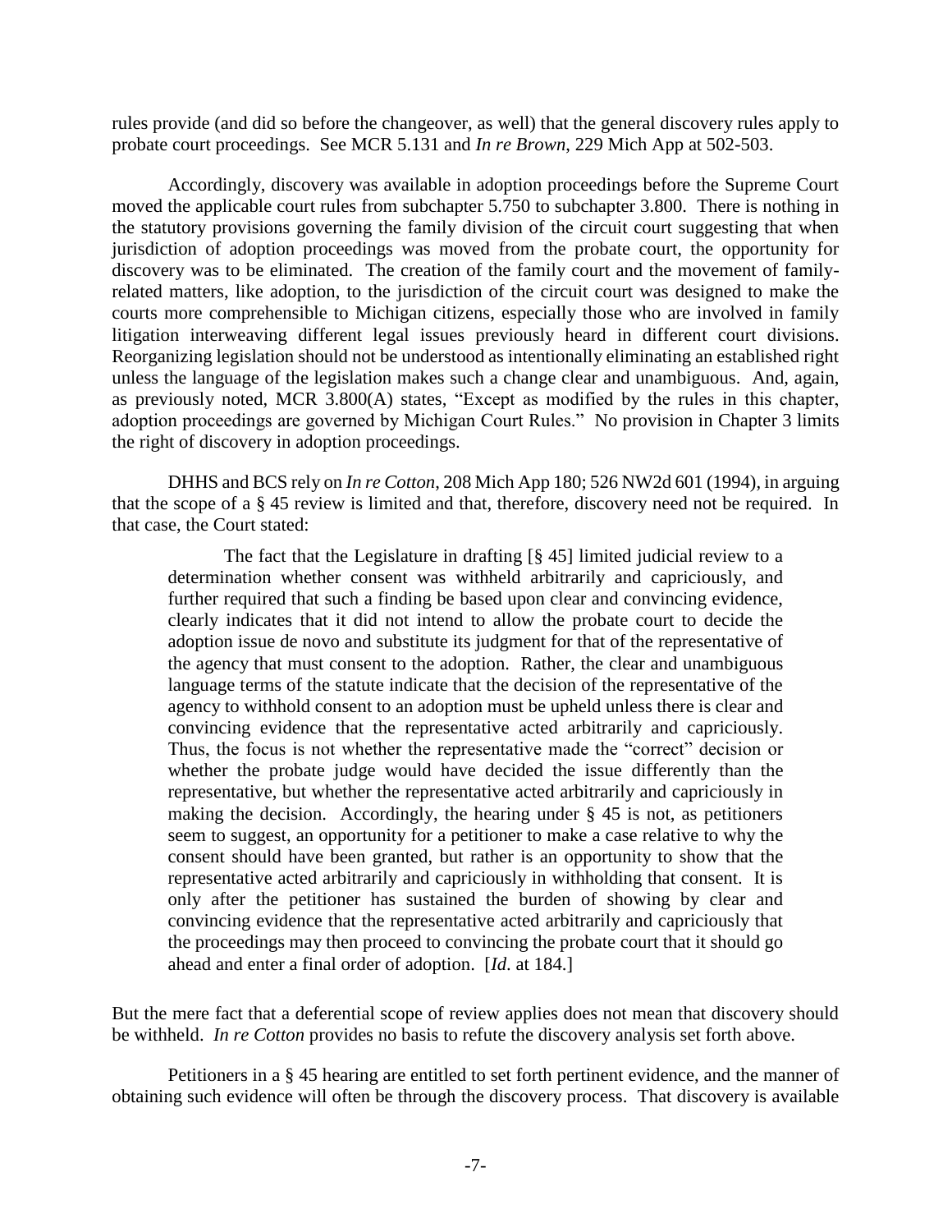rules provide (and did so before the changeover, as well) that the general discovery rules apply to probate court proceedings. See MCR 5.131 and *In re Brown*, 229 Mich App at 502-503.

Accordingly, discovery was available in adoption proceedings before the Supreme Court moved the applicable court rules from subchapter 5.750 to subchapter 3.800. There is nothing in the statutory provisions governing the family division of the circuit court suggesting that when jurisdiction of adoption proceedings was moved from the probate court, the opportunity for discovery was to be eliminated. The creation of the family court and the movement of family-related matters, like adoption, to the jurisdiction of the circuit court was designed to make the courts more comprehensible to Michigan citizens, especially those who are involved in family litigation interweaving different legal issues previously heard in different court divisions. Reorganizing legislation should not be understood as intentionally eliminating an established right unless the language of the legislation makes such a change clear and unambiguous. And, again, as previously noted, MCR 3.800(A) states, "Except as modified by the rules in this chapter, adoption proceedings are governed by Michigan Court Rules." No provision in Chapter 3 limits the right of discovery in adoption proceedings.

DHHS and BCS rely on *In re Cotton*, 208 Mich App 180; 526 NW2d 601 (1994), in arguing that the scope of a § 45 review is limited and that, therefore, discovery need not be required. In that case, the Court stated:

> The fact that the Legislature in drafting [§ 45] limited judicial review to a determination whether consent was withheld arbitrarily and capriciously, and further required that such a finding be based upon clear and convincing evidence, clearly indicates that it did not intend to allow the probate court to decide the adoption issue de novo and substitute its judgment for that of the representative of the agency that must consent to the adoption. Rather, the clear and unambiguous language terms of the statute indicate that the decision of the representative of the agency to withhold consent to an adoption must be upheld unless there is clear and convincing evidence that the representative acted arbitrarily and capriciously. Thus, the focus is not whether the representative made the "correct" decision or whether the probate judge would have decided the issue differently than the representative, but whether the representative acted arbitrarily and capriciously in making the decision. Accordingly, the hearing under § 45 is not, as petitioners seem to suggest, an opportunity for a petitioner to make a case relative to why the consent should have been granted, but rather is an opportunity to show that the representative acted arbitrarily and capriciously in withholding that consent. It is only after the petitioner has sustained the burden of showing by clear and convincing evidence that the representative acted arbitrarily and capriciously that the proceedings may then proceed to convincing the probate court that it should go ahead and enter a final order of adoption. [*Id.* at 184.]

But the mere fact that a deferential scope of review applies does not mean that discovery should be withheld. *In re Cotton* provides no basis to refute the discovery analysis set forth above.

Petitioners in a § 45 hearing are entitled to set forth pertinent evidence, and the manner of obtaining such evidence will often be through the discovery process. That discovery is available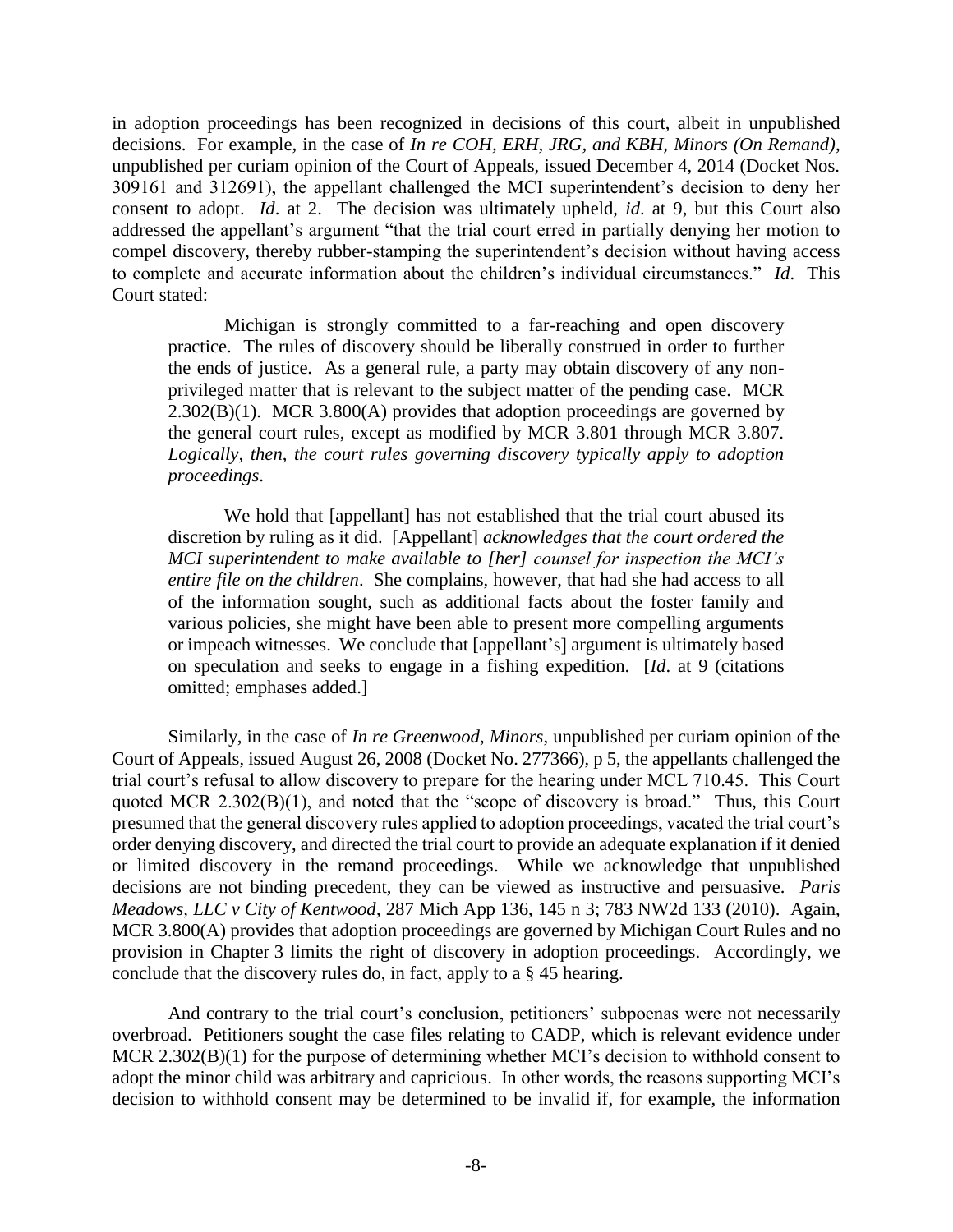in adoption proceedings has been recognized in decisions of this court, albeit in unpublished decisions. For example, in the case of *In re COH, ERH, JRG, and KBH, Minors (On Remand)*, unpublished per curiam opinion of the Court of Appeals, issued December 4, 2014 (Docket Nos. 309161 and 312691), the appellant challenged the MCI superintendent's decision to deny her consent to adopt. *Id*. at 2. The decision was ultimately upheld, *id*. at 9, but this Court also addressed the appellant's argument "that the trial court erred in partially denying her motion to compel discovery, thereby rubber-stamping the superintendent's decision without having access to complete and accurate information about the children's individual circumstances." *Id*. This Court stated:

> Michigan is strongly committed to a far-reaching and open discovery practice. The rules of discovery should be liberally construed in order to further the ends of justice. As a general rule, a party may obtain discovery of any non-privileged matter that is relevant to the subject matter of the pending case. MCR 2.302(B)(1). MCR 3.800(A) provides that adoption proceedings are governed by the general court rules, except as modified by MCR 3.801 through MCR 3.807. *Logically, then, the court rules governing discovery typically apply to adoption proceedings*.
>
> We hold that [appellant] has not established that the trial court abused its discretion by ruling as it did. [Appellant] *acknowledges that the court ordered the MCI superintendent to make available to [her] counsel for inspection the MCI's entire file on the children*. She complains, however, that had she had access to all of the information sought, such as additional facts about the foster family and various policies, she might have been able to present more compelling arguments or impeach witnesses. We conclude that [appellant's] argument is ultimately based on speculation and seeks to engage in a fishing expedition. [*Id*. at 9 (citations omitted; emphases added.]

Similarly, in the case of *In re Greenwood, Minors*, unpublished per curiam opinion of the Court of Appeals, issued August 26, 2008 (Docket No. 277366), p 5, the appellants challenged the trial court's refusal to allow discovery to prepare for the hearing under MCL 710.45. This Court quoted MCR 2.302(B)(1), and noted that the "scope of discovery is broad." Thus, this Court presumed that the general discovery rules applied to adoption proceedings, vacated the trial court's order denying discovery, and directed the trial court to provide an adequate explanation if it denied or limited discovery in the remand proceedings. While we acknowledge that unpublished decisions are not binding precedent, they can be viewed as instructive and persuasive. *Paris Meadows, LLC v City of Kentwood*, 287 Mich App 136, 145 n 3; 783 NW2d 133 (2010). Again, MCR 3.800(A) provides that adoption proceedings are governed by Michigan Court Rules and no provision in Chapter 3 limits the right of discovery in adoption proceedings. Accordingly, we conclude that the discovery rules do, in fact, apply to a § 45 hearing.

And contrary to the trial court's conclusion, petitioners' subpoenas were not necessarily overbroad. Petitioners sought the case files relating to CADP, which is relevant evidence under MCR 2.302(B)(1) for the purpose of determining whether MCI's decision to withhold consent to adopt the minor child was arbitrary and capricious. In other words, the reasons supporting MCI's decision to withhold consent may be determined to be invalid if, for example, the information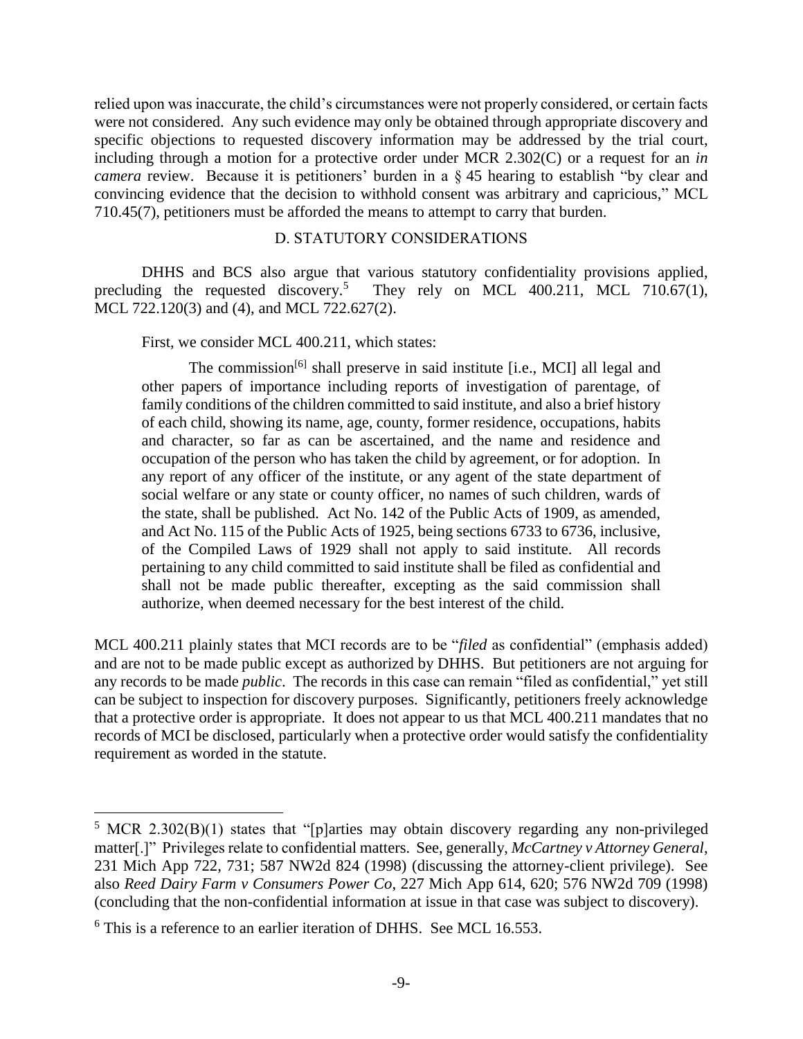relied upon was inaccurate, the child's circumstances were not properly considered, or certain facts were not considered. Any such evidence may only be obtained through appropriate discovery and specific objections to requested discovery information may be addressed by the trial court, including through a motion for a protective order under MCR 2.302(C) or a request for an *in camera* review. Because it is petitioners' burden in a § 45 hearing to establish "by clear and convincing evidence that the decision to withhold consent was arbitrary and capricious," MCL 710.45(7), petitioners must be afforded the means to attempt to carry that burden.

### D. STATUTORY CONSIDERATIONS

DHHS and BCS also argue that various statutory confidentiality provisions applied, precluding the requested discovery.[5] They rely on MCL 400.211, MCL 710.67(1), MCL 722.120(3) and (4), and MCL 722.627(2).

First, we consider MCL 400.211, which states:

> The commission[6] shall preserve in said institute [i.e., MCI] all legal and other papers of importance including reports of investigation of parentage, of family conditions of the children committed to said institute, and also a brief history of each child, showing its name, age, county, former residence, occupations, habits and character, so far as can be ascertained, and the name and residence and occupation of the person who has taken the child by agreement, or for adoption. In any report of any officer of the institute, or any agent of the state department of social welfare or any state or county officer, no names of such children, wards of the state, shall be published. Act No. 142 of the Public Acts of 1909, as amended, and Act No. 115 of the Public Acts of 1925, being sections 6733 to 6736, inclusive, of the Compiled Laws of 1929 shall not apply to said institute. All records pertaining to any child committed to said institute shall be filed as confidential and shall not be made public thereafter, excepting as the said commission shall authorize, when deemed necessary for the best interest of the child.

MCL 400.211 plainly states that MCI records are to be "*filed* as confidential" (emphasis added) and are not to be made public except as authorized by DHHS. But petitioners are not arguing for any records to be made *public*. The records in this case can remain "filed as confidential," yet still can be subject to inspection for discovery purposes. Significantly, petitioners freely acknowledge that a protective order is appropriate. It does not appear to us that MCL 400.211 mandates that no records of MCI be disclosed, particularly when a protective order would satisfy the confidentiality requirement as worded in the statute.

---

[5] MCR 2.302(B)(1) states that "[p]arties may obtain discovery regarding any non-privileged matter[.]" Privileges relate to confidential matters. See, generally, *McCartney v Attorney General*, 231 Mich App 722, 731; 587 NW2d 824 (1998) (discussing the attorney-client privilege). See also *Reed Dairy Farm v Consumers Power Co*, 227 Mich App 614, 620; 576 NW2d 709 (1998) (concluding that the non-confidential information at issue in that case was subject to discovery).

[6] This is a reference to an earlier iteration of DHHS. See MCL 16.553.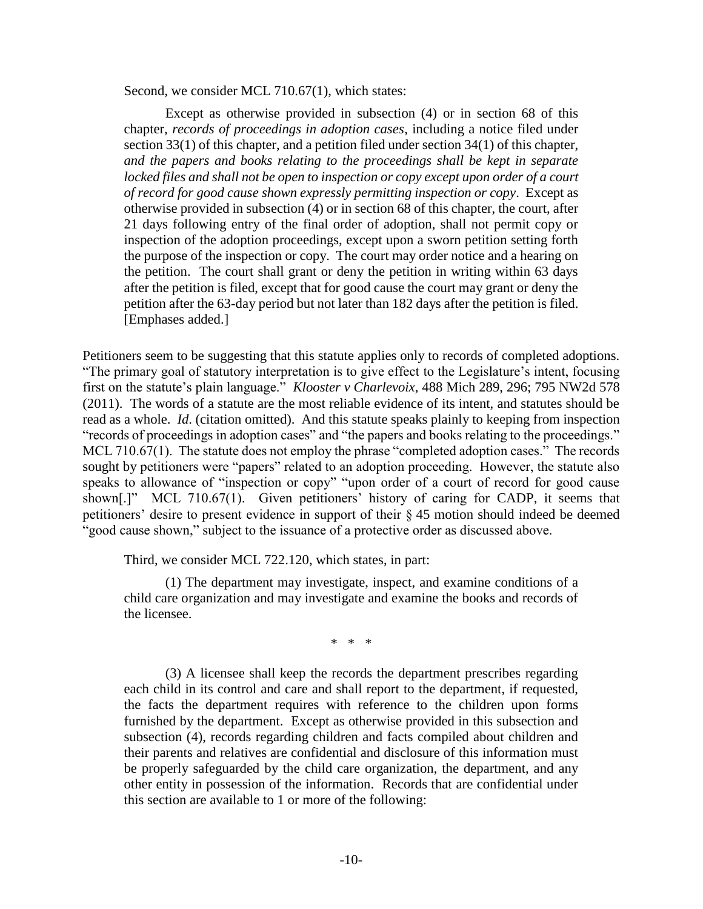Second, we consider MCL 710.67(1), which states:

> Except as otherwise provided in subsection (4) or in section 68 of this chapter, *records of proceedings in adoption cases*, including a notice filed under section 33(1) of this chapter, and a petition filed under section 34(1) of this chapter, *and the papers and books relating to the proceedings shall be kept in separate locked files and shall not be open to inspection or copy except upon order of a court of record for good cause shown expressly permitting inspection or copy*. Except as otherwise provided in subsection (4) or in section 68 of this chapter, the court, after 21 days following entry of the final order of adoption, shall not permit copy or inspection of the adoption proceedings, except upon a sworn petition setting forth the purpose of the inspection or copy. The court may order notice and a hearing on the petition. The court shall grant or deny the petition in writing within 63 days after the petition is filed, except that for good cause the court may grant or deny the petition after the 63-day period but not later than 182 days after the petition is filed. [Emphases added.]

Petitioners seem to be suggesting that this statute applies only to records of completed adoptions. "The primary goal of statutory interpretation is to give effect to the Legislature's intent, focusing first on the statute's plain language." *Klooster v Charlevoix*, 488 Mich 289, 296; 795 NW2d 578 (2011). The words of a statute are the most reliable evidence of its intent, and statutes should be read as a whole. *Id*. (citation omitted). And this statute speaks plainly to keeping from inspection "records of proceedings in adoption cases" and "the papers and books relating to the proceedings." MCL 710.67(1). The statute does not employ the phrase "completed adoption cases." The records sought by petitioners were "papers" related to an adoption proceeding. However, the statute also speaks to allowance of "inspection or copy" "upon order of a court of record for good cause shown[.]" MCL 710.67(1). Given petitioners' history of caring for CADP, it seems that petitioners' desire to present evidence in support of their § 45 motion should indeed be deemed "good cause shown," subject to the issuance of a protective order as discussed above.

Third, we consider MCL 722.120, which states, in part:

> (1) The department may investigate, inspect, and examine conditions of a child care organization and may investigate and examine the books and records of the licensee.
>
> \* \* \*
>
> (3) A licensee shall keep the records the department prescribes regarding each child in its control and care and shall report to the department, if requested, the facts the department requires with reference to the children upon forms furnished by the department. Except as otherwise provided in this subsection and subsection (4), records regarding children and facts compiled about children and their parents and relatives are confidential and disclosure of this information must be properly safeguarded by the child care organization, the department, and any other entity in possession of the information. Records that are confidential under this section are available to 1 or more of the following: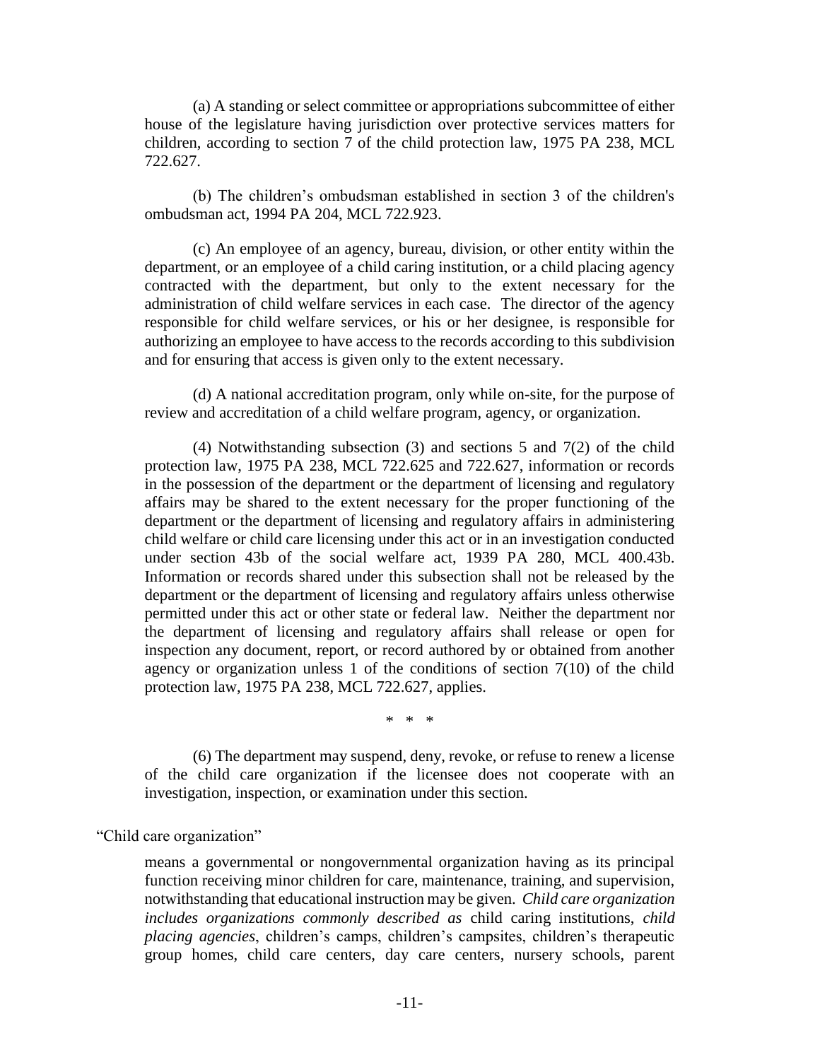(a) A standing or select committee or appropriations subcommittee of either house of the legislature having jurisdiction over protective services matters for children, according to section 7 of the child protection law, 1975 PA 238, MCL 722.627.

(b) The children's ombudsman established in section 3 of the children's ombudsman act, 1994 PA 204, MCL 722.923.

(c) An employee of an agency, bureau, division, or other entity within the department, or an employee of a child caring institution, or a child placing agency contracted with the department, but only to the extent necessary for the administration of child welfare services in each case. The director of the agency responsible for child welfare services, or his or her designee, is responsible for authorizing an employee to have access to the records according to this subdivision and for ensuring that access is given only to the extent necessary.

(d) A national accreditation program, only while on-site, for the purpose of review and accreditation of a child welfare program, agency, or organization.

(4) Notwithstanding subsection (3) and sections 5 and 7(2) of the child protection law, 1975 PA 238, MCL 722.625 and 722.627, information or records in the possession of the department or the department of licensing and regulatory affairs may be shared to the extent necessary for the proper functioning of the department or the department of licensing and regulatory affairs in administering child welfare or child care licensing under this act or in an investigation conducted under section 43b of the social welfare act, 1939 PA 280, MCL 400.43b. Information or records shared under this subsection shall not be released by the department or the department of licensing and regulatory affairs unless otherwise permitted under this act or other state or federal law. Neither the department nor the department of licensing and regulatory affairs shall release or open for inspection any document, report, or record authored by or obtained from another agency or organization unless 1 of the conditions of section 7(10) of the child protection law, 1975 PA 238, MCL 722.627, applies.

\* \* \*

(6) The department may suspend, deny, revoke, or refuse to renew a license of the child care organization if the licensee does not cooperate with an investigation, inspection, or examination under this section.

"Child care organization"

> means a governmental or nongovernmental organization having as its principal function receiving minor children for care, maintenance, training, and supervision, notwithstanding that educational instruction may be given. *Child care organization includes organizations commonly described as* child caring institutions, *child placing agencies*, children's camps, children's campsites, children's therapeutic group homes, child care centers, day care centers, nursery schools, parent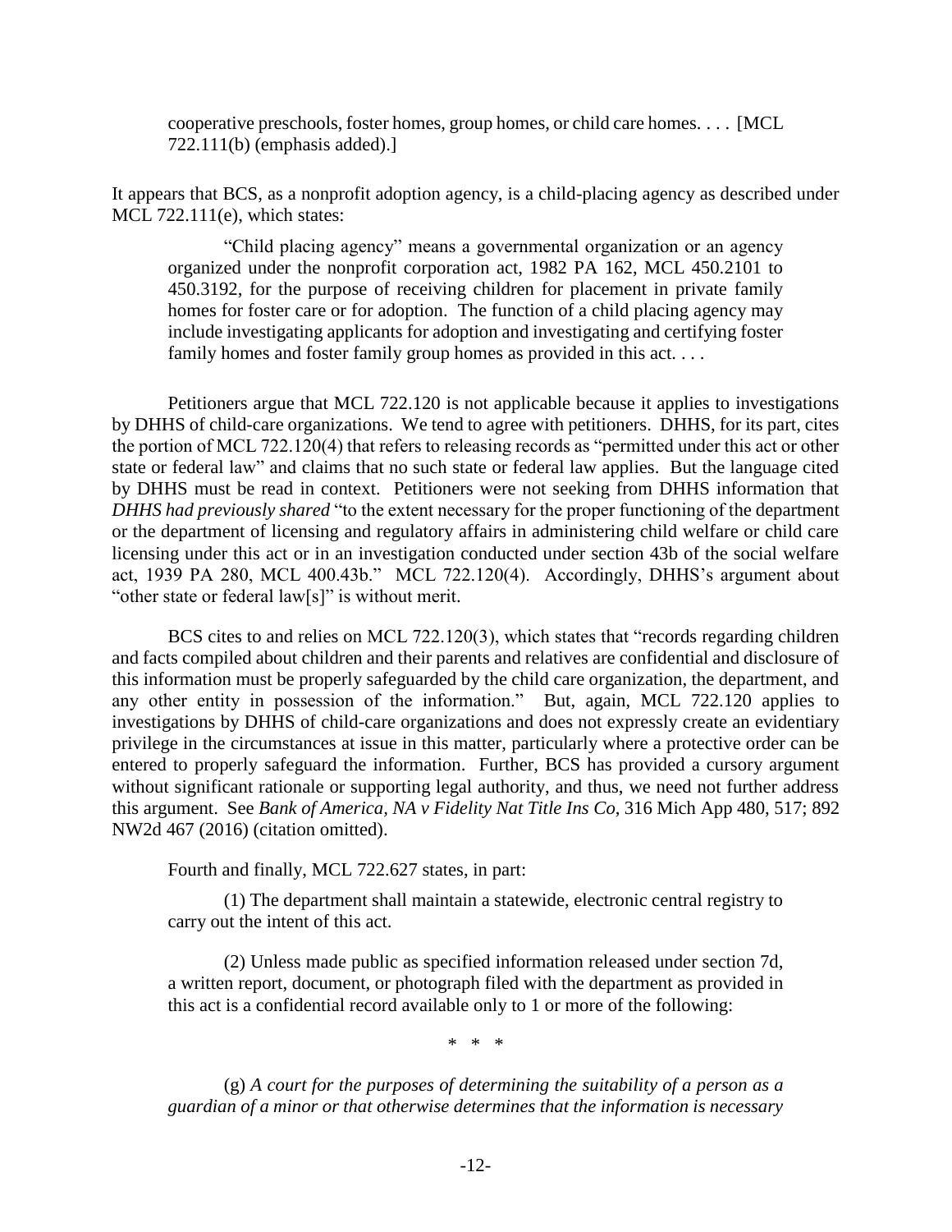> cooperative preschools, foster homes, group homes, or child care homes. . . . [MCL 722.111(b) (emphasis added).]

It appears that BCS, as a nonprofit adoption agency, is a child-placing agency as described under MCL 722.111(e), which states:

> "Child placing agency" means a governmental organization or an agency organized under the nonprofit corporation act, 1982 PA 162, MCL 450.2101 to 450.3192, for the purpose of receiving children for placement in private family homes for foster care or for adoption. The function of a child placing agency may include investigating applicants for adoption and investigating and certifying foster family homes and foster family group homes as provided in this act. . . .

Petitioners argue that MCL 722.120 is not applicable because it applies to investigations by DHHS of child-care organizations. We tend to agree with petitioners. DHHS, for its part, cites the portion of MCL 722.120(4) that refers to releasing records as "permitted under this act or other state or federal law" and claims that no such state or federal law applies. But the language cited by DHHS must be read in context. Petitioners were not seeking from DHHS information that *DHHS had previously shared* "to the extent necessary for the proper functioning of the department or the department of licensing and regulatory affairs in administering child welfare or child care licensing under this act or in an investigation conducted under section 43b of the social welfare act, 1939 PA 280, MCL 400.43b." MCL 722.120(4). Accordingly, DHHS's argument about "other state or federal law[s]" is without merit.

BCS cites to and relies on MCL 722.120(3), which states that "records regarding children and facts compiled about children and their parents and relatives are confidential and disclosure of this information must be properly safeguarded by the child care organization, the department, and any other entity in possession of the information." But, again, MCL 722.120 applies to investigations by DHHS of child-care organizations and does not expressly create an evidentiary privilege in the circumstances at issue in this matter, particularly where a protective order can be entered to properly safeguard the information. Further, BCS has provided a cursory argument without significant rationale or supporting legal authority, and thus, we need not further address this argument. See *Bank of America, NA v Fidelity Nat Title Ins Co*, 316 Mich App 480, 517; 892 NW2d 467 (2016) (citation omitted).

Fourth and finally, MCL 722.627 states, in part:

> (1) The department shall maintain a statewide, electronic central registry to carry out the intent of this act.
>
> (2) Unless made public as specified information released under section 7d, a written report, document, or photograph filed with the department as provided in this act is a confidential record available only to 1 or more of the following:
>
> \* \* \*
>
> (g) *A court for the purposes of determining the suitability of a person as a guardian of a minor or that otherwise determines that the information is necessary*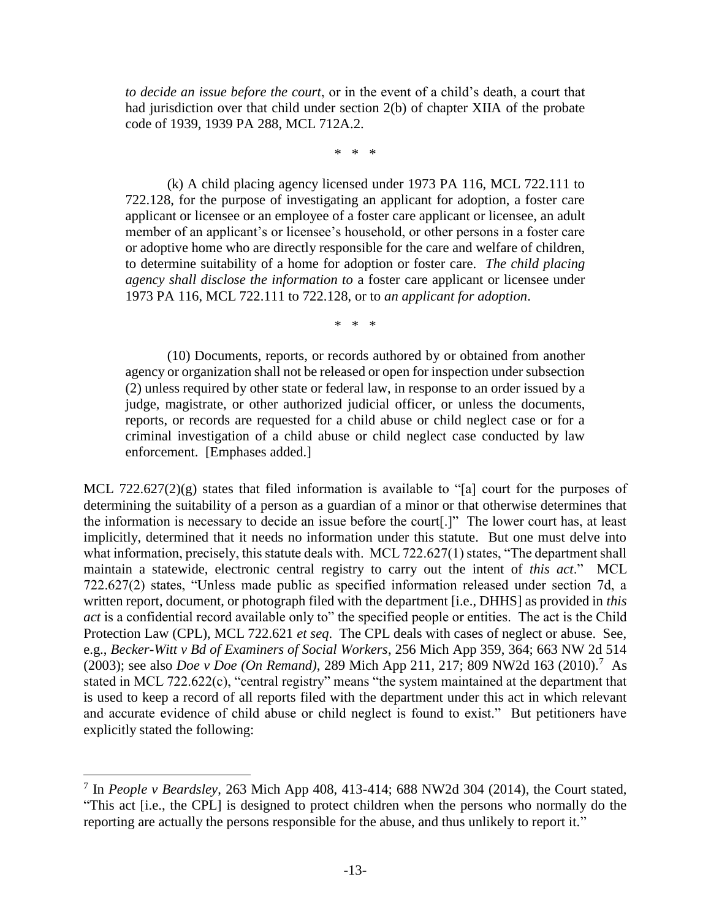*to decide an issue before the court*, or in the event of a child's death, a court that had jurisdiction over that child under section 2(b) of chapter XIIA of the probate code of 1939, 1939 PA 288, MCL 712A.2.

\* \* \*

(k) A child placing agency licensed under 1973 PA 116, MCL 722.111 to 722.128, for the purpose of investigating an applicant for adoption, a foster care applicant or licensee or an employee of a foster care applicant or licensee, an adult member of an applicant's or licensee's household, or other persons in a foster care or adoptive home who are directly responsible for the care and welfare of children, to determine suitability of a home for adoption or foster care. *The child placing agency shall disclose the information to* a foster care applicant or licensee under 1973 PA 116, MCL 722.111 to 722.128, or to *an applicant for adoption*.

\* \* \*

(10) Documents, reports, or records authored by or obtained from another agency or organization shall not be released or open for inspection under subsection (2) unless required by other state or federal law, in response to an order issued by a judge, magistrate, or other authorized judicial officer, or unless the documents, reports, or records are requested for a child abuse or child neglect case or for a criminal investigation of a child abuse or child neglect case conducted by law enforcement. [Emphases added.]

MCL 722.627(2)(g) states that filed information is available to "[a] court for the purposes of determining the suitability of a person as a guardian of a minor or that otherwise determines that the information is necessary to decide an issue before the court[.]" The lower court has, at least implicitly, determined that it needs no information under this statute. But one must delve into what information, precisely, this statute deals with. MCL 722.627(1) states, "The department shall maintain a statewide, electronic central registry to carry out the intent of *this act*." MCL 722.627(2) states, "Unless made public as specified information released under section 7d, a written report, document, or photograph filed with the department [i.e., DHHS] as provided in *this act* is a confidential record available only to" the specified people or entities. The act is the Child Protection Law (CPL), MCL 722.621 *et seq*. The CPL deals with cases of neglect or abuse. See, e.g., *Becker-Witt v Bd of Examiners of Social Workers*, 256 Mich App 359, 364; 663 NW 2d 514 (2003); see also *Doe v Doe (On Remand)*, 289 Mich App 211, 217; 809 NW2d 163 (2010).[7] As stated in MCL 722.622(c), "central registry" means "the system maintained at the department that is used to keep a record of all reports filed with the department under this act in which relevant and accurate evidence of child abuse or child neglect is found to exist." But petitioners have explicitly stated the following:

[7] In *People v Beardsley*, 263 Mich App 408, 413-414; 688 NW2d 304 (2014), the Court stated, "This act [i.e., the CPL] is designed to protect children when the persons who normally do the reporting are actually the persons responsible for the abuse, and thus unlikely to report it."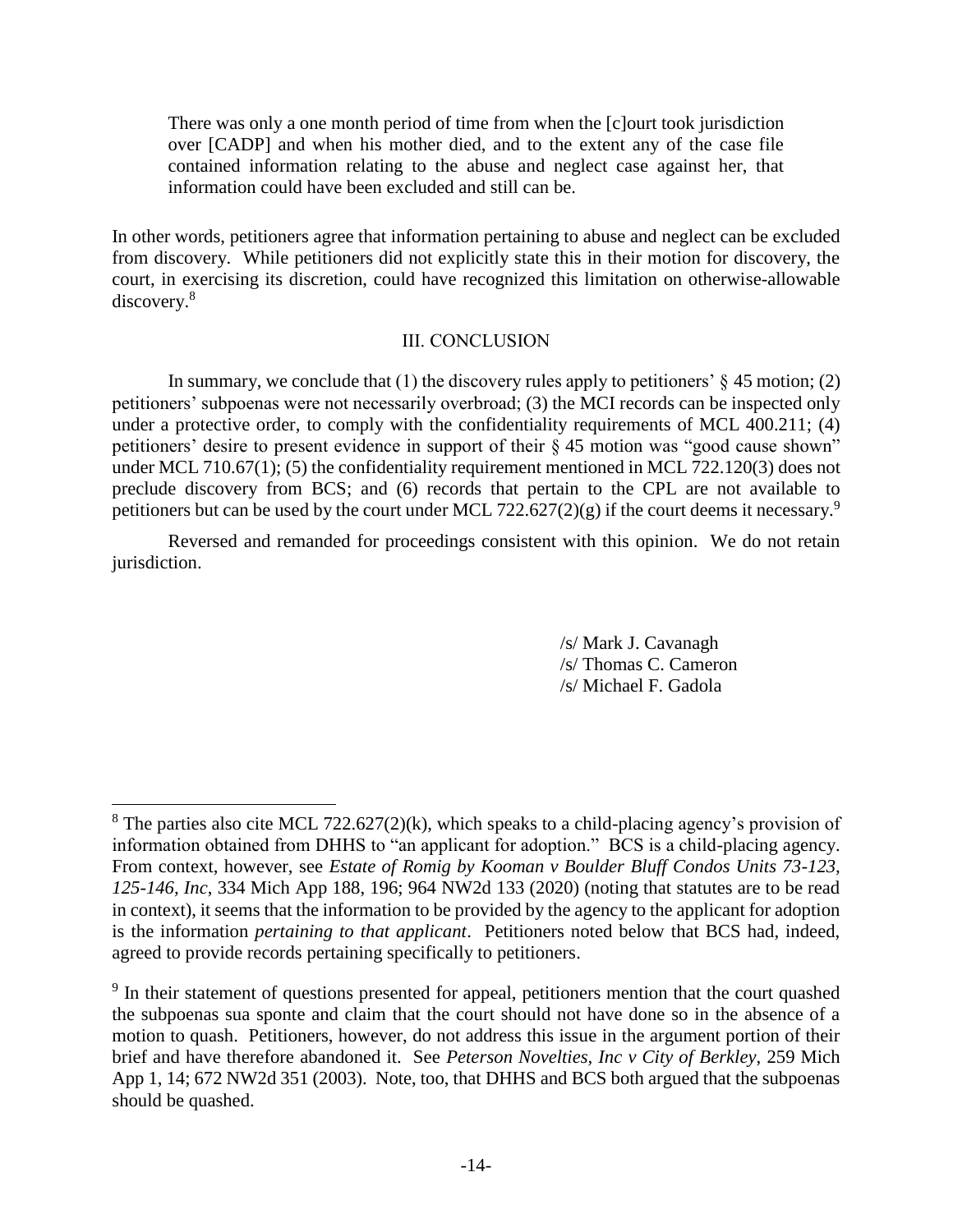> There was only a one month period of time from when the [c]ourt took jurisdiction over [CADP] and when his mother died, and to the extent any of the case file contained information relating to the abuse and neglect case against her, that information could have been excluded and still can be.

In other words, petitioners agree that information pertaining to abuse and neglect can be excluded from discovery. While petitioners did not explicitly state this in their motion for discovery, the court, in exercising its discretion, could have recognized this limitation on otherwise-allowable discovery.[8]

## III. CONCLUSION

In summary, we conclude that (1) the discovery rules apply to petitioners' § 45 motion; (2) petitioners' subpoenas were not necessarily overbroad; (3) the MCI records can be inspected only under a protective order, to comply with the confidentiality requirements of MCL 400.211; (4) petitioners' desire to present evidence in support of their § 45 motion was "good cause shown" under MCL 710.67(1); (5) the confidentiality requirement mentioned in MCL 722.120(3) does not preclude discovery from BCS; and (6) records that pertain to the CPL are not available to petitioners but can be used by the court under MCL 722.627(2)(g) if the court deems it necessary.[9]

Reversed and remanded for proceedings consistent with this opinion. We do not retain jurisdiction.

/s/ Mark J. Cavanagh
/s/ Thomas C. Cameron
/s/ Michael F. Gadola

---

[8] The parties also cite MCL 722.627(2)(k), which speaks to a child-placing agency's provision of information obtained from DHHS to "an applicant for adoption." BCS is a child-placing agency. From context, however, see *Estate of Romig by Kooman v Boulder Bluff Condos Units 73-123, 125-146, Inc*, 334 Mich App 188, 196; 964 NW2d 133 (2020) (noting that statutes are to be read in context), it seems that the information to be provided by the agency to the applicant for adoption is the information *pertaining to that applicant*. Petitioners noted below that BCS had, indeed, agreed to provide records pertaining specifically to petitioners.

[9] In their statement of questions presented for appeal, petitioners mention that the court quashed the subpoenas sua sponte and claim that the court should not have done so in the absence of a motion to quash. Petitioners, however, do not address this issue in the argument portion of their brief and have therefore abandoned it. See *Peterson Novelties, Inc v City of Berkley*, 259 Mich App 1, 14; 672 NW2d 351 (2003). Note, too, that DHHS and BCS both argued that the subpoenas should be quashed.